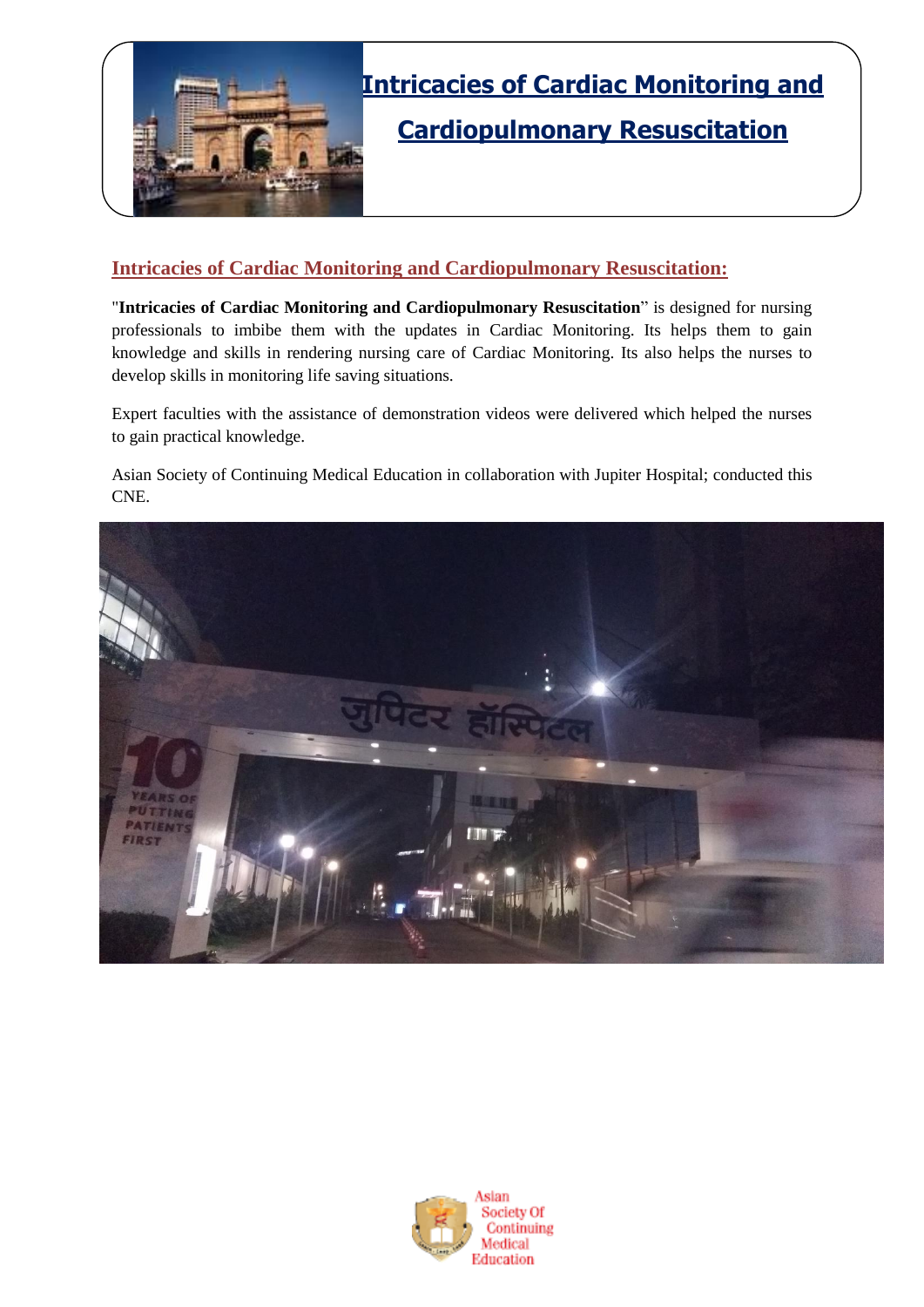# Intricacies of Cardiac Monitoring and Cardiopulmonary Resuscitation

## Intricacies of Cardiac Monitoring and Cardiopulmonary Resuscitation:

"**Intricacies of Cardiac Monitoring and Cardiopulmonary Resuscitation**" is designed for nursing professionals to imbibe them with the updates in Cardiac Monitoring. Its helps them to gain knowledge and skills in rendering nursing care of Cardiac Monitoring. Its also helps the nurses to develop skills in monitoring life saving situations.

Expert faculties with the assistance of demonstration videos were delivered which helped the nurses to gain practical knowledge.

Asian Society of Continuing Medical Education in collaboration with Jupiter Hospital; conducted this CNE.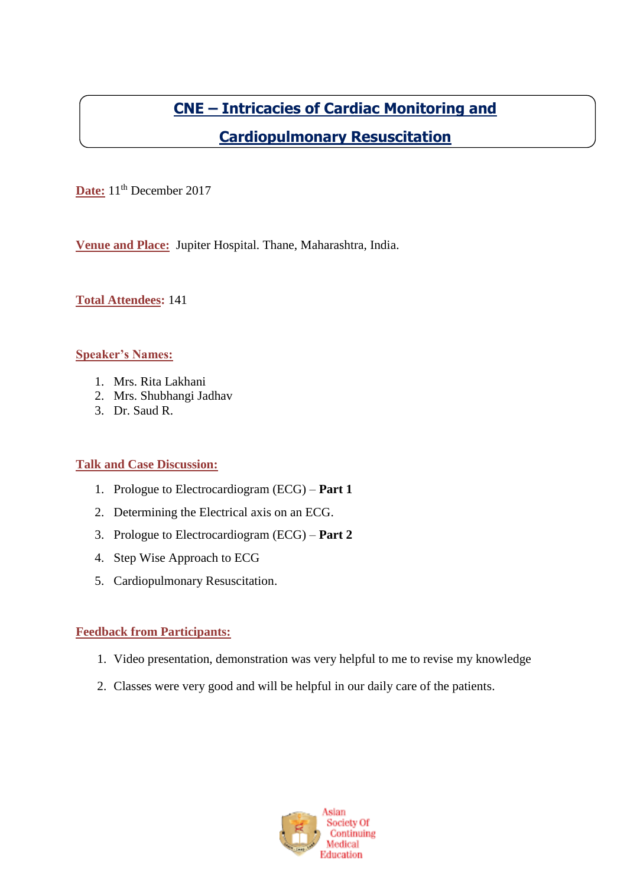# CNE – Intricacies of Cardiac Monitoring and Cardiopulmonary Resuscitation

**Date:** 11th December 2017

**Venue and Place:** Jupiter Hospital. Thane, Maharashtra, India.

**Total Attendees:** 141

**Speaker's Names:**

1. Mrs. Rita Lakhani
2. Mrs. Shubhangi Jadhav
3. Dr. Saud R.

**Talk and Case Discussion:**

1. Prologue to Electrocardiogram (ECG) – **Part 1**
2. Determining the Electrical axis on an ECG.
3. Prologue to Electrocardiogram (ECG) – **Part 2**
4. Step Wise Approach to ECG
5. Cardiopulmonary Resuscitation.

**Feedback from Participants:**

1. Video presentation, demonstration was very helpful to me to revise my knowledge
2. Classes were very good and will be helpful in our daily care of the patients.

Asian Society Of Continuing Medical Education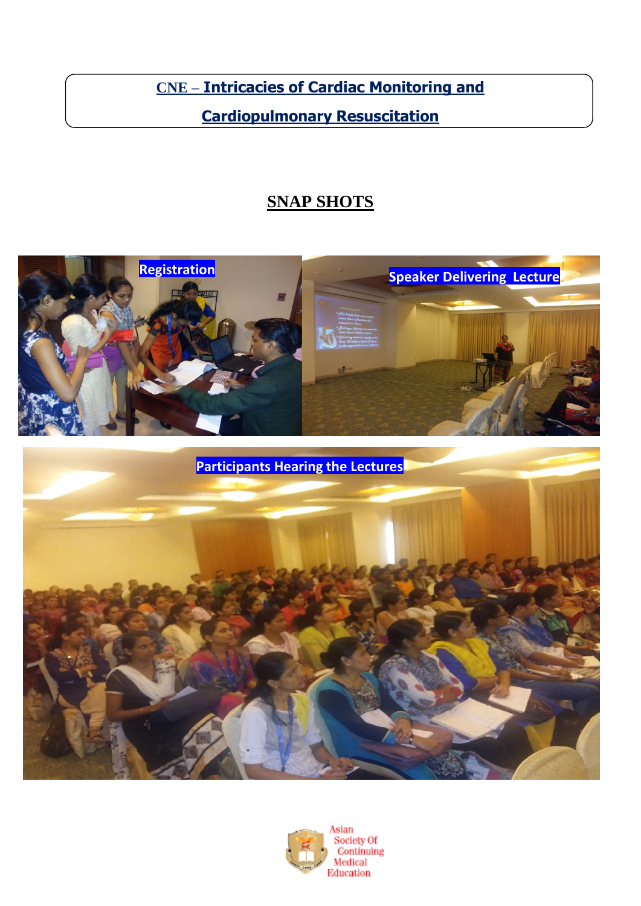# CNE – Intricacies of Cardiac Monitoring and Cardiopulmonary Resuscitation

## SNAP SHOTS

Registration

Speaker Delivering Lecture

Participants Hearing the Lectures

Asian Society Of Continuing Medical Education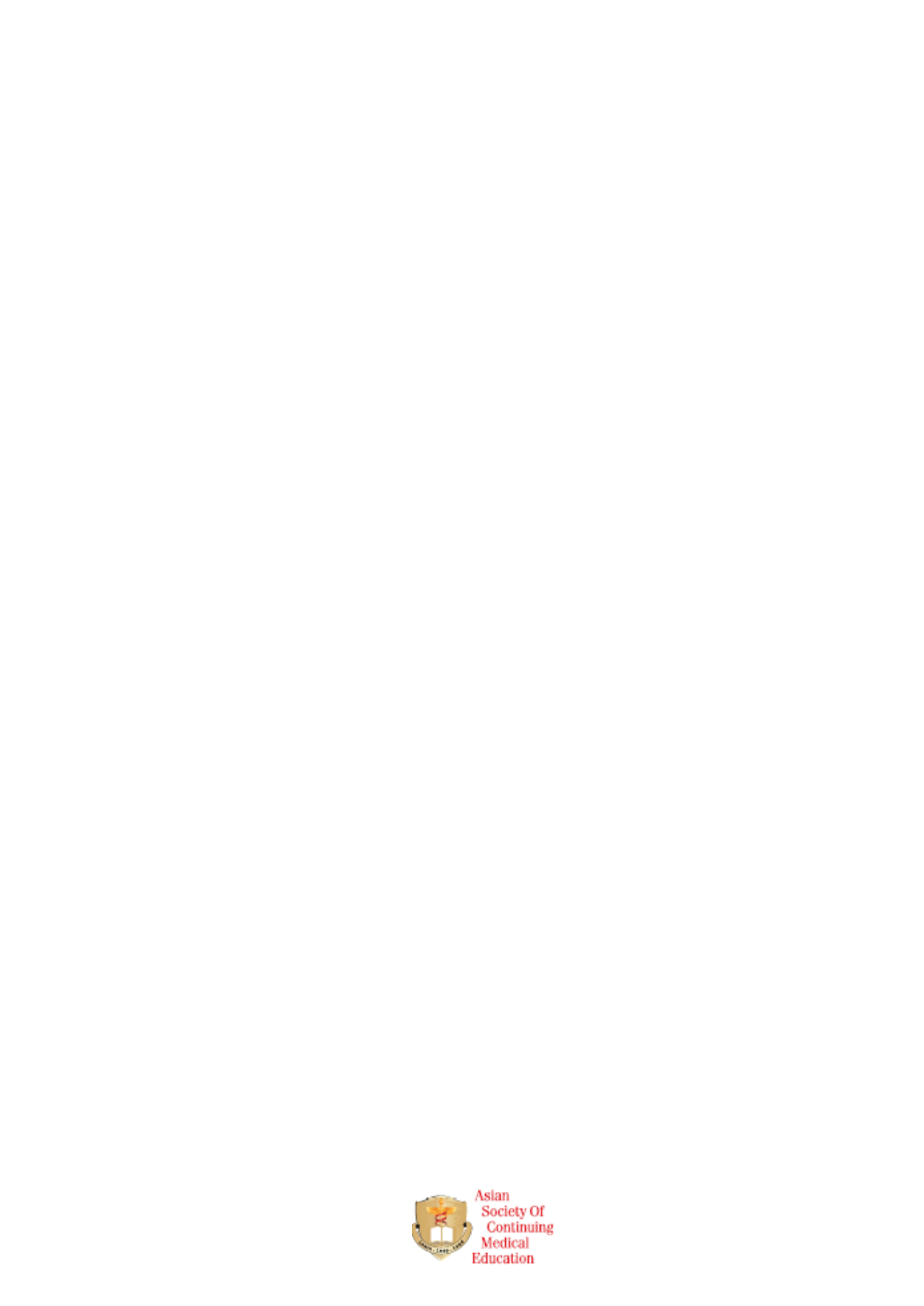Asian
Society Of
Continuing
Medical
Education